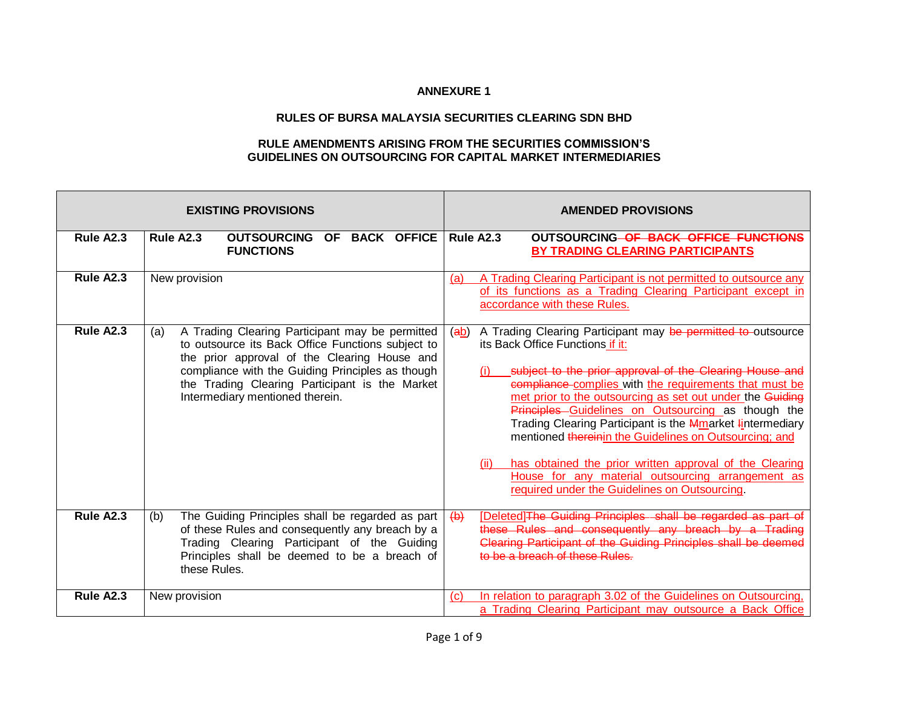**ANNEXURE 1**

**RULES OF BURSA MALAYSIA SECURITIES CLEARING SDN BHD**

**RULE AMENDMENTS ARISING FROM THE SECURITIES COMMISSION'S GUIDELINES ON OUTSOURCING FOR CAPITAL MARKET INTERMEDIARIES**

| | EXISTING PROVISIONS | AMENDED PROVISIONS |
|---|---|---|
| **Rule A2.3** | **Rule A2.3 OUTSOURCING OF BACK OFFICE FUNCTIONS** | **Rule A2.3 OUTSOURCING ~~OF BACK OFFICE FUNCTIONS~~ <u>BY TRADING CLEARING PARTICIPANTS</u>** |
| **Rule A2.3** | New provision | <u>(a) A Trading Clearing Participant is not permitted to outsource any of its functions as a Trading Clearing Participant except in accordance with these Rules.</u> |
| **Rule A2.3** | (a) A Trading Clearing Participant may be permitted to outsource its Back Office Functions subject to the prior approval of the Clearing House and compliance with the Guiding Principles as though the Trading Clearing Participant is the Market Intermediary mentioned therein. | (~~a~~<u>b</u>) A Trading Clearing Participant may ~~be permitted to~~ outsource its Back Office Functions <u>if it:</u><br><br><u>(i)</u> ~~subject to the prior approval of the Clearing House and compliance~~ <u>complies</u> with <u>the requirements that must be met prior to the outsourcing as set out under</u> the ~~Guiding Principles~~ <u>Guidelines on Outsourcing</u> as though the Trading Clearing Participant is the ~~M~~<u>m</u>arket ~~I~~<u>i</u>ntermediary mentioned ~~therein~~<u>in the Guidelines on Outsourcing; and</u><br><br><u>(ii) has obtained the prior written approval of the Clearing House for any material outsourcing arrangement as required under the Guidelines on Outsourcing</u>. |
| **Rule A2.3** | (b) The Guiding Principles shall be regarded as part of these Rules and consequently any breach by a Trading Clearing Participant of the Guiding Principles shall be deemed to be a breach of these Rules. | ~~(b)~~ <u>[Deleted]</u>~~The Guiding Principles shall be regarded as part of these Rules and consequently any breach by a Trading Clearing Participant of the Guiding Principles shall be deemed to be a breach of these Rules.~~ |
| **Rule A2.3** | New provision | <u>(c) In relation to paragraph 3.02 of the Guidelines on Outsourcing, a Trading Clearing Participant may outsource a Back Office</u> |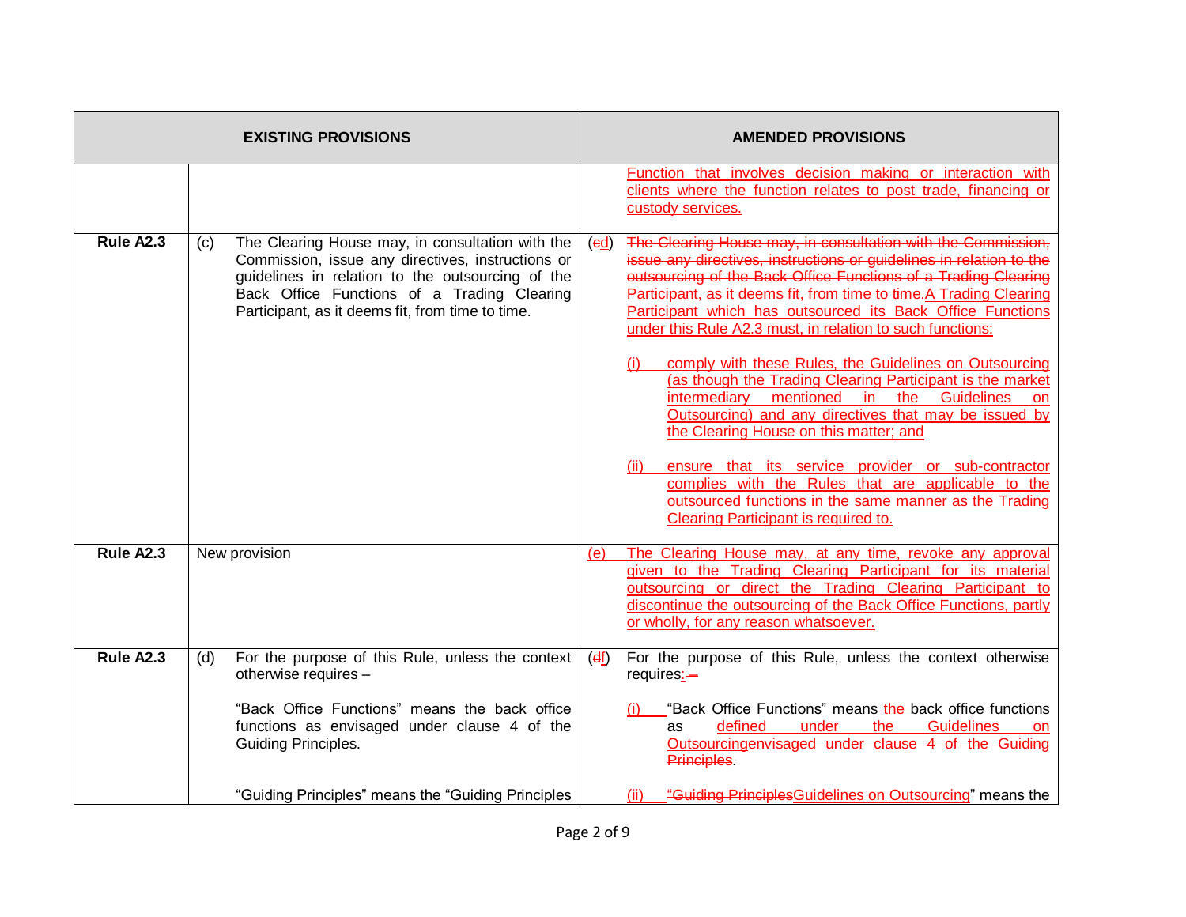| | EXISTING PROVISIONS | AMENDED PROVISIONS |
|---|---|---|
| | | Function that involves decision making or interaction with clients where the function relates to post trade, financing or custody services. |
| **Rule A2.3** | (c) The Clearing House may, in consultation with the Commission, issue any directives, instructions or guidelines in relation to the outsourcing of the Back Office Functions of a Trading Clearing Participant, as it deems fit, from time to time. | (~~c~~d) ~~The Clearing House may, in consultation with the Commission, issue any directives, instructions or guidelines in relation to the outsourcing of the Back Office Functions of a Trading Clearing Participant, as it deems fit, from time to time.~~A Trading Clearing Participant which has outsourced its Back Office Functions under this Rule A2.3 must, in relation to such functions:<br><br>(i) comply with these Rules, the Guidelines on Outsourcing (as though the Trading Clearing Participant is the market intermediary mentioned in the Guidelines on Outsourcing) and any directives that may be issued by the Clearing House on this matter; and<br><br>(ii) ensure that its service provider or sub-contractor complies with the Rules that are applicable to the outsourced functions in the same manner as the Trading Clearing Participant is required to. |
| **Rule A2.3** | New provision | (e) The Clearing House may, at any time, revoke any approval given to the Trading Clearing Participant for its material outsourcing or direct the Trading Clearing Participant to discontinue the outsourcing of the Back Office Functions, partly or wholly, for any reason whatsoever. |
| **Rule A2.3** | (d) For the purpose of this Rule, unless the context otherwise requires –<br><br>"Back Office Functions" means the back office functions as envisaged under clause 4 of the Guiding Principles.<br><br>"Guiding Principles" means the "Guiding Principles | (~~d~~f) For the purpose of this Rule, unless the context otherwise requires: ~~–~~<br><br>(i) "Back Office Functions" means ~~the~~ back office functions as defined under the Guidelines on Outsourcing~~envisaged under clause 4 of the Guiding Principles~~.<br><br>(ii) ~~"Guiding Principles~~Guidelines on Outsourcing" means the |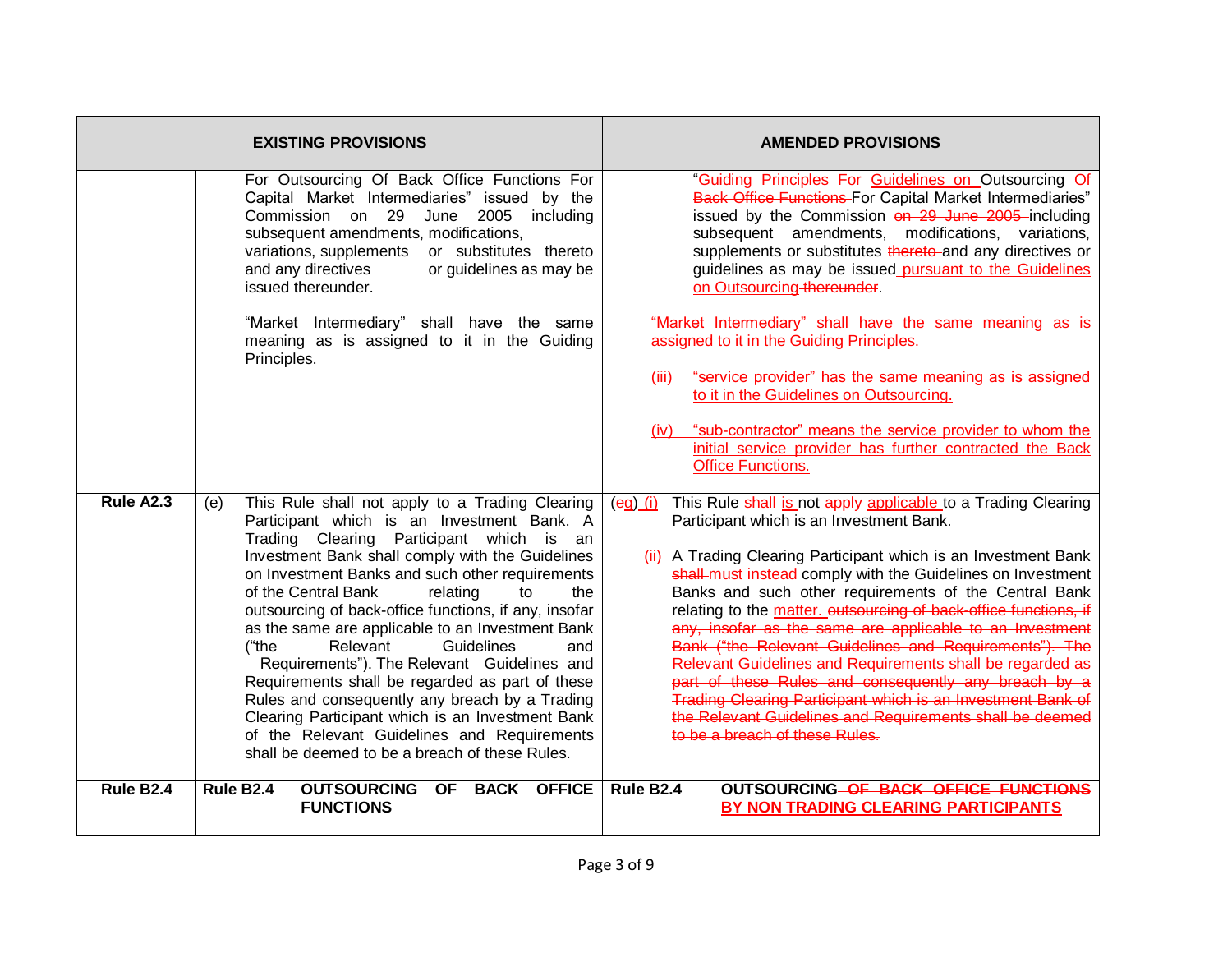| | | EXISTING PROVISIONS | AMENDED PROVISIONS |
|---|---|---|---|
| | | For Outsourcing Of Back Office Functions For Capital Market Intermediaries" issued by the Commission on 29 June 2005 including subsequent amendments, modifications, variations, supplements or substitutes thereto and any directives or guidelines as may be issued thereunder.<br><br>"Market Intermediary" shall have the same meaning as is assigned to it in the Guiding Principles. | "~~Guiding Principles For~~ <ins>Guidelines on</ins> Outsourcing ~~Of Back Office Functions~~ For Capital Market Intermediaries" issued by the Commission ~~on 29 June 2005~~ including subsequent amendments, modifications, variations, supplements or substitutes ~~thereto~~ and any directives or guidelines as may be issued <ins>pursuant to the Guidelines on Outsourcing</ins> ~~thereunder~~.<br><br>~~"Market Intermediary" shall have the same meaning as is assigned to it in the Guiding Principles.~~<br><br><ins>(iii) "service provider" has the same meaning as is assigned to it in the Guidelines on Outsourcing.</ins><br><br><ins>(iv) "sub-contractor" means the service provider to whom the initial service provider has further contracted the Back Office Functions.</ins> |
| **Rule A2.3** | (e) | This Rule shall not apply to a Trading Clearing Participant which is an Investment Bank. A Trading Clearing Participant which is an Investment Bank shall comply with the Guidelines on Investment Banks and such other requirements of the Central Bank relating to the outsourcing of back-office functions, if any, insofar as the same are applicable to an Investment Bank ("the Relevant Guidelines and Requirements"). The Relevant Guidelines and Requirements shall be regarded as part of these Rules and consequently any breach by a Trading Clearing Participant which is an Investment Bank of the Relevant Guidelines and Requirements shall be deemed to be a breach of these Rules. | (~~e~~<ins>g</ins>) <ins>(i)</ins> This Rule ~~shall~~ <ins>is</ins> not ~~apply~~ <ins>applicable</ins> to a Trading Clearing Participant which is an Investment Bank.<br><br><ins>(ii)</ins> A Trading Clearing Participant which is an Investment Bank ~~shall~~ <ins>must instead</ins> comply with the Guidelines on Investment Banks and such other requirements of the Central Bank relating to the <ins>matter.</ins> ~~outsourcing of back-office functions, if any, insofar as the same are applicable to an Investment Bank ("the Relevant Guidelines and Requirements"). The Relevant Guidelines and Requirements shall be regarded as part of these Rules and consequently any breach by a Trading Clearing Participant which is an Investment Bank of the Relevant Guidelines and Requirements shall be deemed to be a breach of these Rules.~~ |
| **Rule B2.4** | **Rule B2.4** | **OUTSOURCING OF BACK OFFICE FUNCTIONS** | **Rule B2.4 OUTSOURCING** ~~**OF BACK OFFICE FUNCTIONS**~~ <ins>**BY NON TRADING CLEARING PARTICIPANTS**</ins> |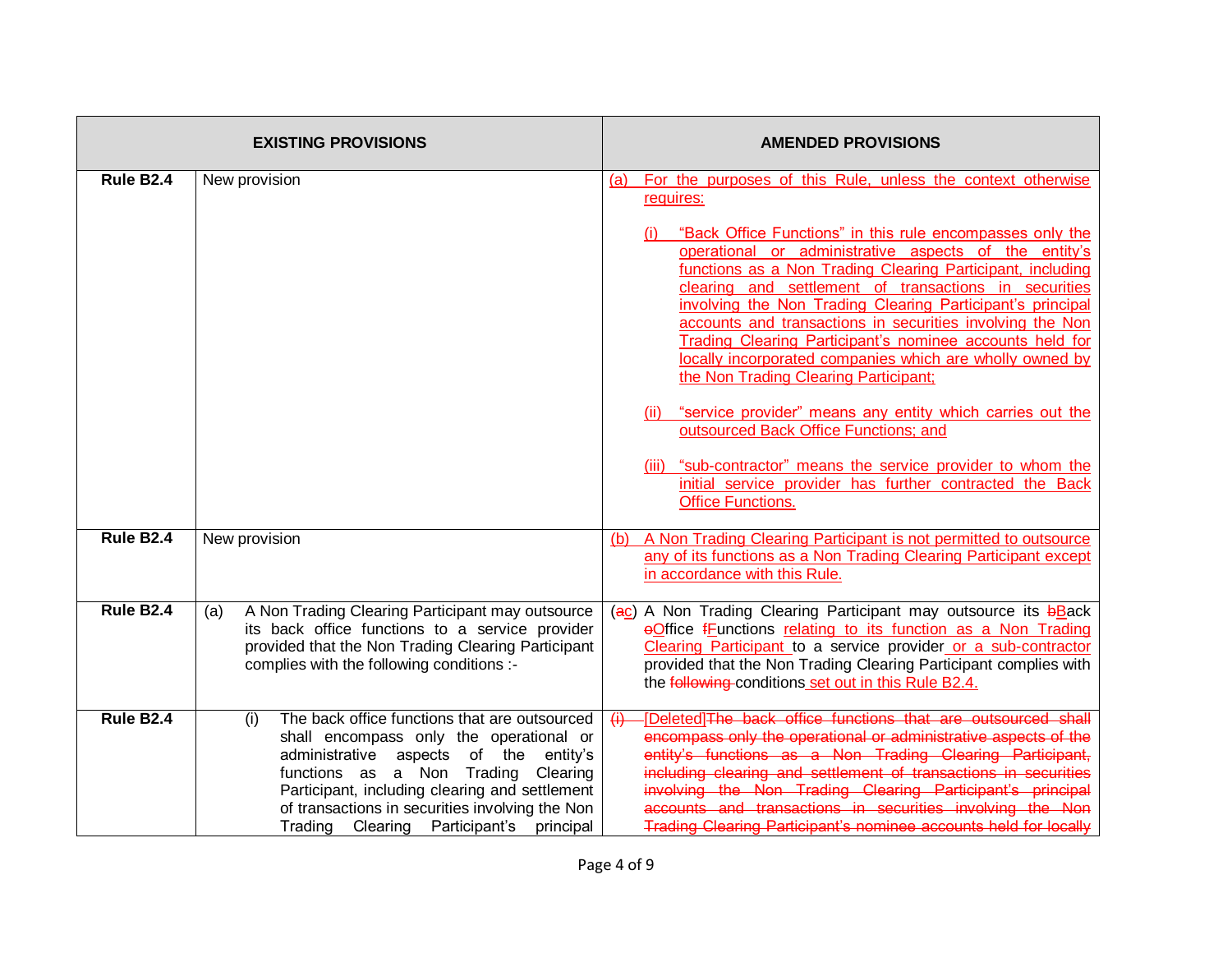| | EXISTING PROVISIONS | AMENDED PROVISIONS |
|---|---|---|
| **Rule B2.4** | New provision | (a) For the purposes of this Rule, unless the context otherwise requires:<br><br>(i) "Back Office Functions" in this rule encompasses only the operational or administrative aspects of the entity's functions as a Non Trading Clearing Participant, including clearing and settlement of transactions in securities involving the Non Trading Clearing Participant's principal accounts and transactions in securities involving the Non Trading Clearing Participant's nominee accounts held for locally incorporated companies which are wholly owned by the Non Trading Clearing Participant;<br><br>(ii) "service provider" means any entity which carries out the outsourced Back Office Functions; and<br><br>(iii) "sub-contractor" means the service provider to whom the initial service provider has further contracted the Back Office Functions. |
| **Rule B2.4** | New provision | (b) A Non Trading Clearing Participant is not permitted to outsource any of its functions as a Non Trading Clearing Participant except in accordance with this Rule. |
| **Rule B2.4** | (a) A Non Trading Clearing Participant may outsource its back office functions to a service provider provided that the Non Trading Clearing Participant complies with the following conditions :- | (~~a~~c) A Non Trading Clearing Participant may outsource its ~~b~~Back ~~o~~Office ~~f~~Functions relating to its function as a Non Trading Clearing Participant to a service provider or a sub-contractor provided that the Non Trading Clearing Participant complies with the ~~following~~ conditions set out in this Rule B2.4. |
| **Rule B2.4** | (i) The back office functions that are outsourced shall encompass only the operational or administrative aspects of the entity's functions as a Non Trading Clearing Participant, including clearing and settlement of transactions in securities involving the Non Trading Clearing Participant's principal | ~~(i)~~ [Deleted]~~The back office functions that are outsourced shall encompass only the operational or administrative aspects of the entity's functions as a Non Trading Clearing Participant, including clearing and settlement of transactions in securities involving the Non Trading Clearing Participant's principal accounts and transactions in securities involving the Non Trading Clearing Participant's nominee accounts held for locally~~ |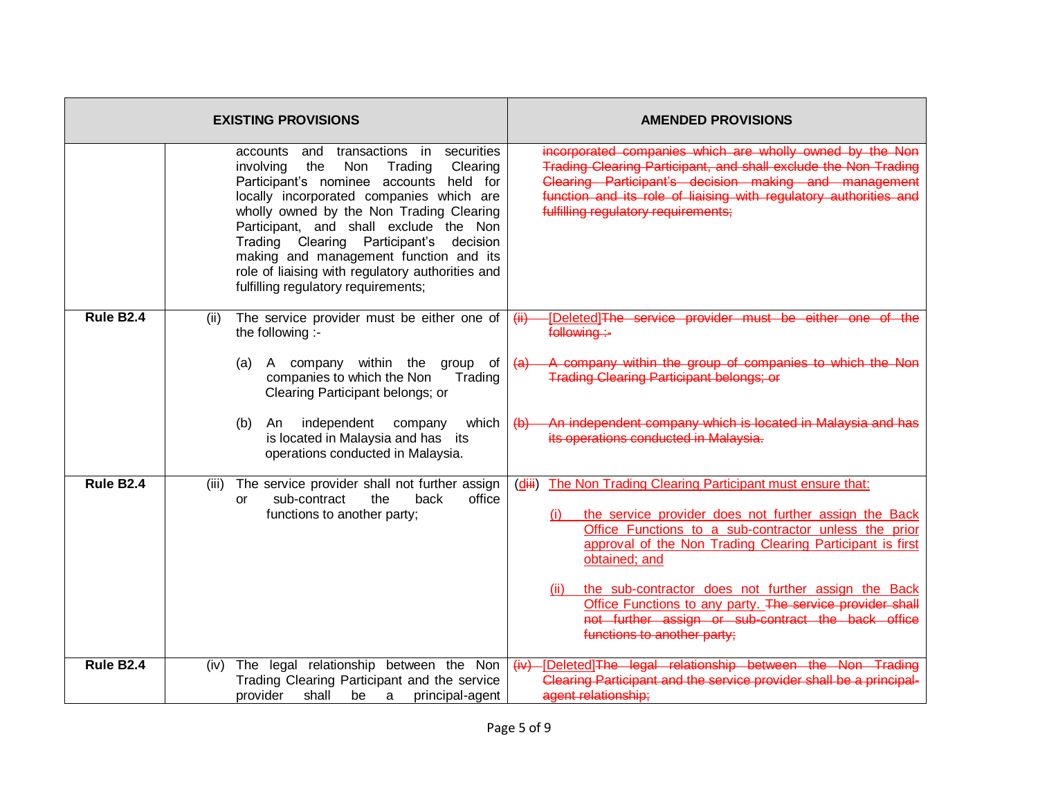| | EXISTING PROVISIONS | AMENDED PROVISIONS |
|---|---|---|
| | accounts and transactions in securities involving the Non Trading Clearing Participant's nominee accounts held for locally incorporated companies which are wholly owned by the Non Trading Clearing Participant, and shall exclude the Non Trading Clearing Participant's decision making and management function and its role of liaising with regulatory authorities and fulfilling regulatory requirements; | ~~incorporated companies which are wholly owned by the Non Trading Clearing Participant, and shall exclude the Non Trading Clearing Participant's decision making and management function and its role of liaising with regulatory authorities and fulfilling regulatory requirements;~~ |
| **Rule B2.4** | (ii) The service provider must be either one of the following :-<br><br>(a) A company within the group of companies to which the Non Trading Clearing Participant belongs; or<br><br>(b) An independent company which is located in Malaysia and has its operations conducted in Malaysia. | ~~(ii)~~ [Deleted]~~The service provider must be either one of the following :-~~<br><br>~~(a) A company within the group of companies to which the Non Trading Clearing Participant belongs; or~~<br><br>~~(b) An independent company which is located in Malaysia and has its operations conducted in Malaysia.~~ |
| **Rule B2.4** | (iii) The service provider shall not further assign or sub-contract the back office functions to another party; | (d~~iii~~) The Non Trading Clearing Participant must ensure that:<br><br>(i) the service provider does not further assign the Back Office Functions to a sub-contractor unless the prior approval of the Non Trading Clearing Participant is first obtained; and<br><br>(ii) the sub-contractor does not further assign the Back Office Functions to any party. ~~The service provider shall not further assign or sub-contract the back office functions to another party;~~ |
| **Rule B2.4** | (iv) The legal relationship between the Non Trading Clearing Participant and the service provider shall be a principal-agent | ~~(iv)~~ [Deleted]~~The legal relationship between the Non Trading Clearing Participant and the service provider shall be a principal-agent relationship;~~ |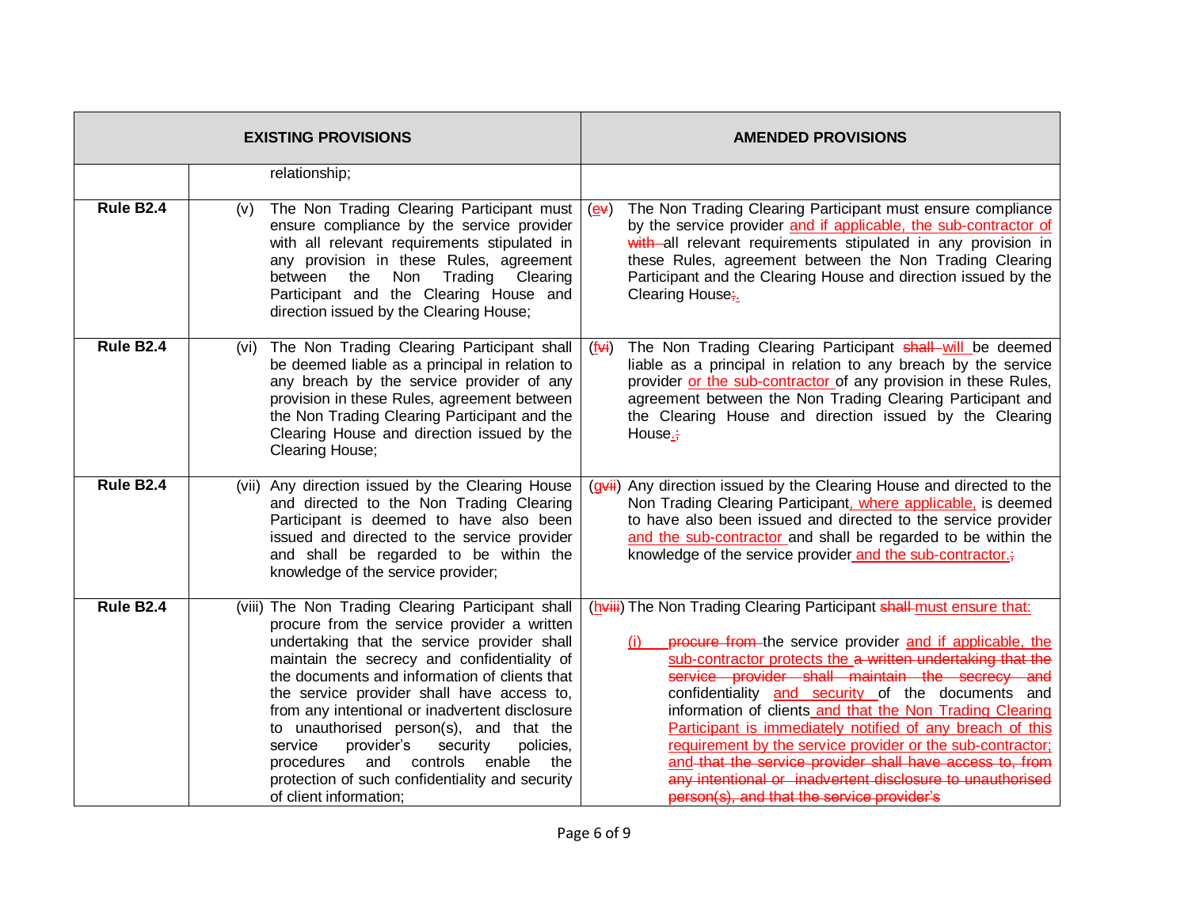| EXISTING PROVISIONS | | AMENDED PROVISIONS |
|---|---|---|
| | relationship; | |
| **Rule B2.4** | (v) The Non Trading Clearing Participant must ensure compliance by the service provider with all relevant requirements stipulated in any provision in these Rules, agreement between the Non Trading Clearing Participant and the Clearing House and direction issued by the Clearing House; | (~~v~~e) The Non Trading Clearing Participant must ensure compliance by the service provider and if applicable, the sub-contractor of ~~with~~ all relevant requirements stipulated in any provision in these Rules, agreement between the Non Trading Clearing Participant and the Clearing House and direction issued by the Clearing House~~;~~. |
| **Rule B2.4** | (vi) The Non Trading Clearing Participant shall be deemed liable as a principal in relation to any breach by the service provider of any provision in these Rules, agreement between the Non Trading Clearing Participant and the Clearing House and direction issued by the Clearing House; | (~~vi~~f) The Non Trading Clearing Participant ~~shall~~ will be deemed liable as a principal in relation to any breach by the service provider or the sub-contractor of any provision in these Rules, agreement between the Non Trading Clearing Participant and the Clearing House and direction issued by the Clearing House.~~;~~ |
| **Rule B2.4** | (vii) Any direction issued by the Clearing House and directed to the Non Trading Clearing Participant is deemed to have also been issued and directed to the service provider and shall be regarded to be within the knowledge of the service provider; | (~~vii~~g) Any direction issued by the Clearing House and directed to the Non Trading Clearing Participant, where applicable, is deemed to have also been issued and directed to the service provider and the sub-contractor and shall be regarded to be within the knowledge of the service provider and the sub-contractor.~~;~~ |
| **Rule B2.4** | (viii) The Non Trading Clearing Participant shall procure from the service provider a written undertaking that the service provider shall maintain the secrecy and confidentiality of the documents and information of clients that the service provider shall have access to, from any intentional or inadvertent disclosure to unauthorised person(s), and that the service provider's security policies, procedures and controls enable the protection of such confidentiality and security of client information; | (~~viii~~h) The Non Trading Clearing Participant ~~shall~~ must ensure that:<br><br>(i) ~~procure from~~ the service provider and if applicable, the sub-contractor protects the ~~a written undertaking that the service provider shall maintain the secrecy and~~ confidentiality and security of the documents and information of clients and that the Non Trading Clearing Participant is immediately notified of any breach of this requirement by the service provider or the sub-contractor; and ~~that the service provider shall have access to, from any intentional or inadvertent disclosure to unauthorised person(s), and that the service provider's~~ |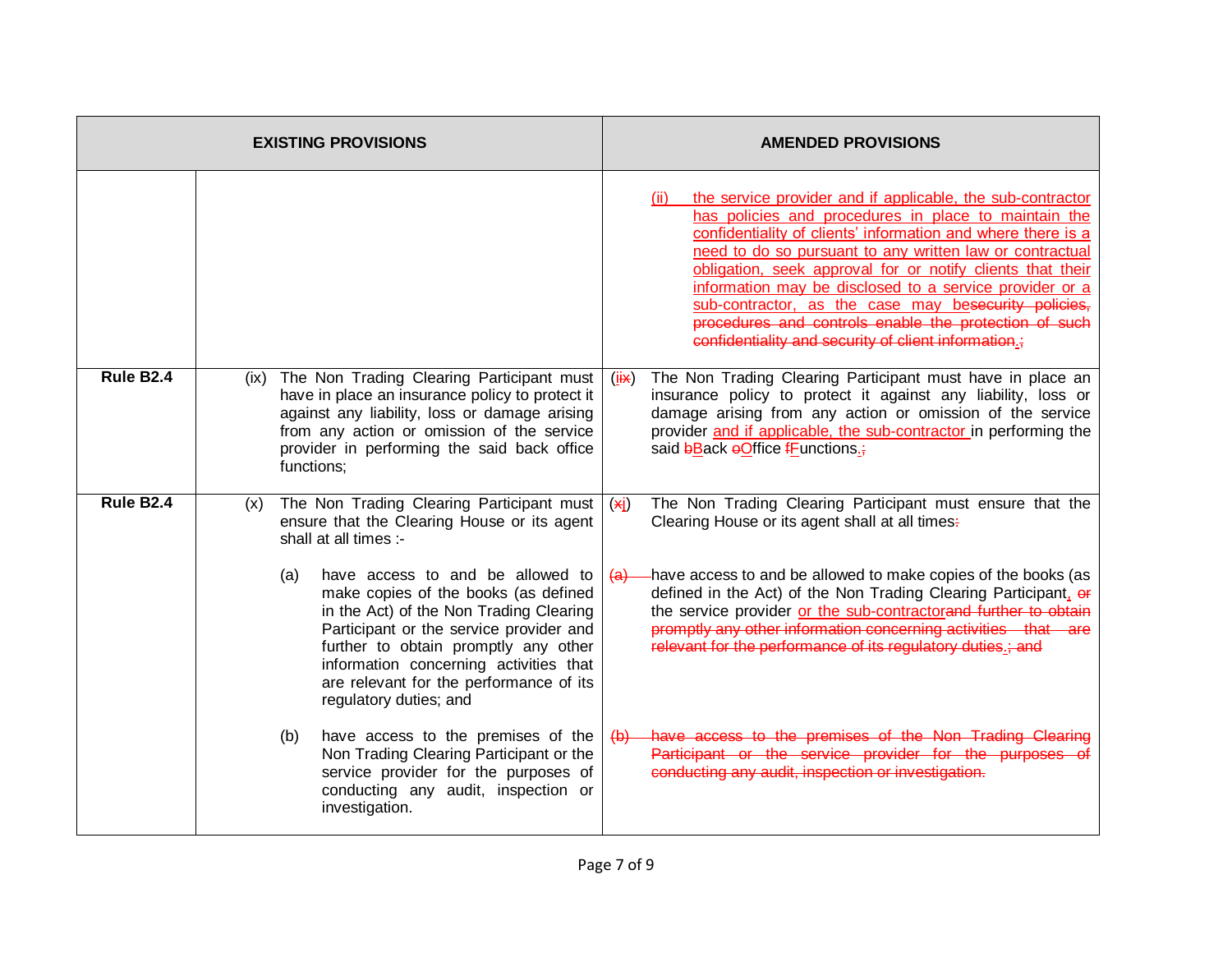| | EXISTING PROVISIONS | AMENDED PROVISIONS |
|---|---|---|
| | | <u>(ii) the service provider and if applicable, the sub-contractor has policies and procedures in place to maintain the confidentiality of clients' information and where there is a need to do so pursuant to any written law or contractual obligation, seek approval for or notify clients that their information may be disclosed to a service provider or a sub-contractor, as the case may be</u>~~security policies, procedures and controls enable the protection of such confidentiality and security of client information~~<u>.</u>~~;~~ |
| **Rule B2.4** | (ix) The Non Trading Clearing Participant must have in place an insurance policy to protect it against any liability, loss or damage arising from any action or omission of the service provider in performing the said back office functions; | (<u>i</u>~~ix~~) The Non Trading Clearing Participant must have in place an insurance policy to protect it against any liability, loss or damage arising from any action or omission of the service provider <u>and if applicable, the sub-contractor</u> in performing the said ~~b~~<u>B</u>ack ~~o~~<u>O</u>ffice ~~f~~<u>F</u>unctions<u>.</u>~~;~~ |
| **Rule B2.4** | (x) The Non Trading Clearing Participant must ensure that the Clearing House or its agent shall at all times :-<br><br>(a) have access to and be allowed to make copies of the books (as defined in the Act) of the Non Trading Clearing Participant or the service provider and further to obtain promptly any other information concerning activities that are relevant for the performance of its regulatory duties; and<br><br>(b) have access to the premises of the Non Trading Clearing Participant or the service provider for the purposes of conducting any audit, inspection or investigation. | (~~x~~<u>j</u>) The Non Trading Clearing Participant must ensure that the Clearing House or its agent shall at all times~~:~~<br><br>~~(a)~~ have access to and be allowed to make copies of the books (as defined in the Act) of the Non Trading Clearing Participant<u>,</u> ~~or~~ the service provider <u>or the sub-contractor</u>~~and further to obtain promptly any other information concerning activities that are relevant for the performance of its regulatory duties~~<u>.</u>~~; and~~<br><br>~~(b) have access to the premises of the Non Trading Clearing Participant or the service provider for the purposes of conducting any audit, inspection or investigation.~~ |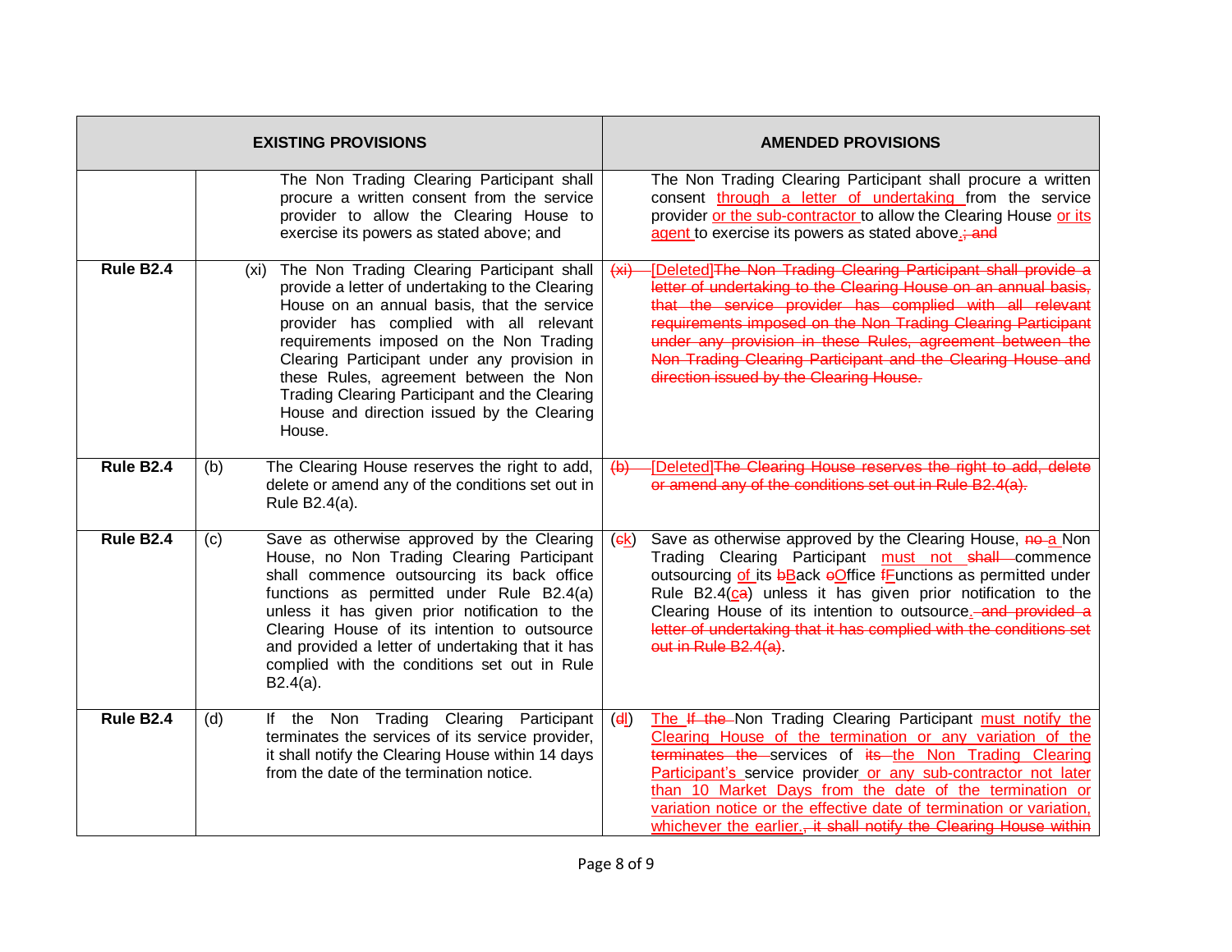| | | EXISTING PROVISIONS | AMENDED PROVISIONS |
|---|---|---|---|
| | | The Non Trading Clearing Participant shall procure a written consent from the service provider to allow the Clearing House to exercise its powers as stated above; and | The Non Trading Clearing Participant shall procure a written consent through a letter of undertaking from the service provider or the sub-contractor to allow the Clearing House or its agent to exercise its powers as stated above.; and |
| **Rule B2.4** | | (xi) The Non Trading Clearing Participant shall provide a letter of undertaking to the Clearing House on an annual basis, that the service provider has complied with all relevant requirements imposed on the Non Trading Clearing Participant under any provision in these Rules, agreement between the Non Trading Clearing Participant and the Clearing House and direction issued by the Clearing House. | ~~(xi)~~ [Deleted]~~The Non Trading Clearing Participant shall provide a letter of undertaking to the Clearing House on an annual basis, that the service provider has complied with all relevant requirements imposed on the Non Trading Clearing Participant under any provision in these Rules, agreement between the Non Trading Clearing Participant and the Clearing House and direction issued by the Clearing House.~~ |
| **Rule B2.4** | (b) | The Clearing House reserves the right to add, delete or amend any of the conditions set out in Rule B2.4(a). | ~~(b)~~ [Deleted]~~The Clearing House reserves the right to add, delete or amend any of the conditions set out in Rule B2.4(a).~~ |
| **Rule B2.4** | (c) | Save as otherwise approved by the Clearing House, no Non Trading Clearing Participant shall commence outsourcing its back office functions as permitted under Rule B2.4(a) unless it has given prior notification to the Clearing House of its intention to outsource and provided a letter of undertaking that it has complied with the conditions set out in Rule B2.4(a). | (~~c~~k) Save as otherwise approved by the Clearing House, ~~no~~ a Non Trading Clearing Participant must not ~~shall~~ commence outsourcing of its ~~b~~Back ~~o~~Office ~~f~~Functions as permitted under Rule B2.4(c~~a~~) unless it has given prior notification to the Clearing House of its intention to outsource.~~ and provided a letter of undertaking that it has complied with the conditions set out in Rule B2.4(a)~~. |
| **Rule B2.4** | (d) | If the Non Trading Clearing Participant terminates the services of its service provider, it shall notify the Clearing House within 14 days from the date of the termination notice. | (~~d~~l) The ~~If the~~ Non Trading Clearing Participant must notify the Clearing House of the termination or any variation of the ~~terminates the~~ services of ~~its~~ the Non Trading Clearing Participant's service provider or any sub-contractor not later than 10 Market Days from the date of the termination or variation notice or the effective date of termination or variation, whichever the earlier.~~, it shall notify the Clearing House within~~ |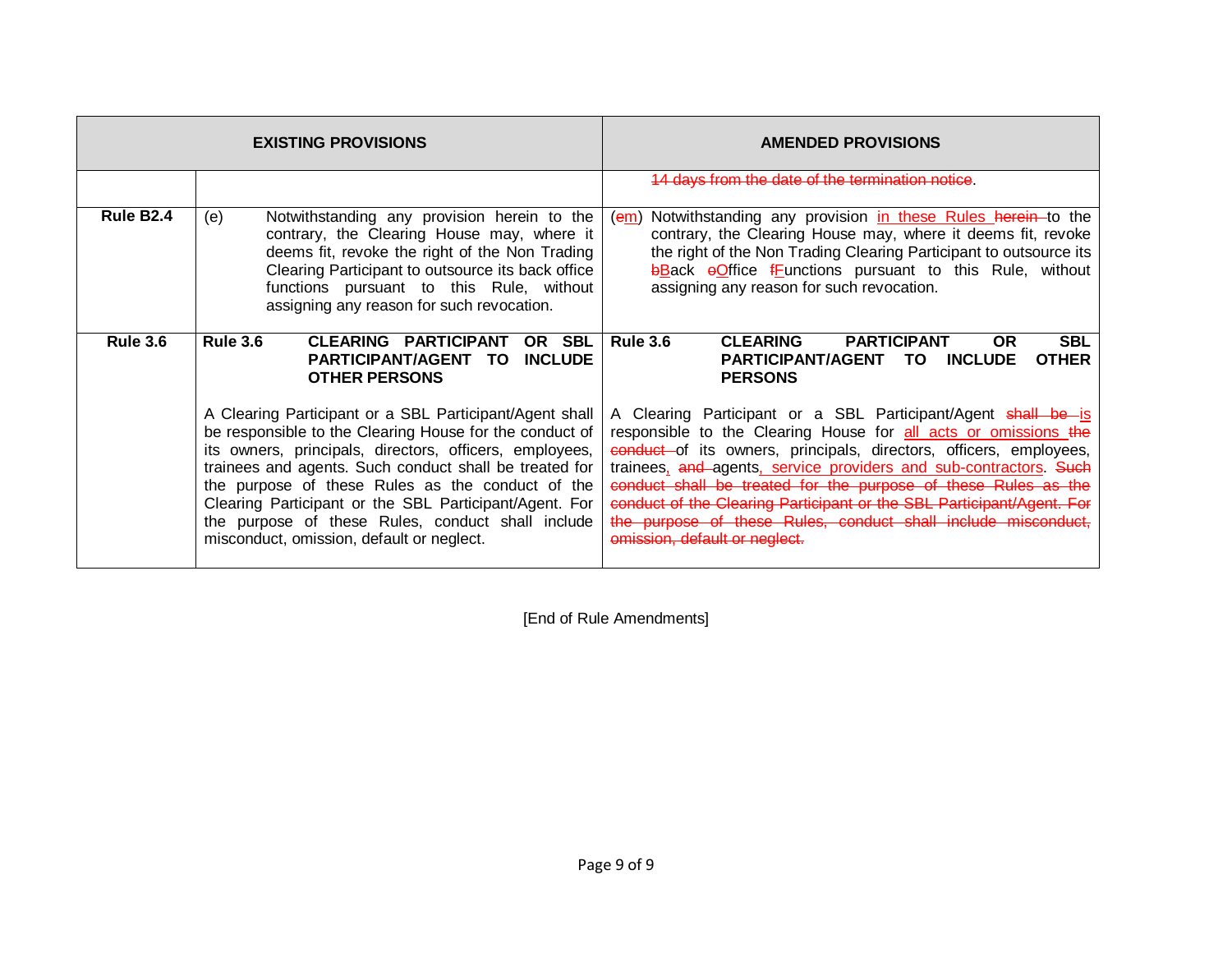| EXISTING PROVISIONS | | AMENDED PROVISIONS |
|---|---|---|
| | | ~~14 days from the date of the termination notice~~. |
| **Rule B2.4** | (e) Notwithstanding any provision herein to the contrary, the Clearing House may, where it deems fit, revoke the right of the Non Trading Clearing Participant to outsource its back office functions pursuant to this Rule, without assigning any reason for such revocation. | (~~e~~<u>m</u>) Notwithstanding any provision <u>in these Rules</u> ~~herein~~ to the contrary, the Clearing House may, where it deems fit, revoke the right of the Non Trading Clearing Participant to outsource its ~~b~~<u>B</u>ack ~~o~~<u>O</u>ffice ~~f~~<u>F</u>unctions pursuant to this Rule, without assigning any reason for such revocation. |
| **Rule 3.6** | **Rule 3.6 CLEARING PARTICIPANT OR SBL PARTICIPANT/AGENT TO INCLUDE OTHER PERSONS**<br><br>A Clearing Participant or a SBL Participant/Agent shall be responsible to the Clearing House for the conduct of its owners, principals, directors, officers, employees, trainees and agents. Such conduct shall be treated for the purpose of these Rules as the conduct of the Clearing Participant or the SBL Participant/Agent. For the purpose of these Rules, conduct shall include misconduct, omission, default or neglect. | **Rule 3.6 CLEARING PARTICIPANT OR SBL PARTICIPANT/AGENT TO INCLUDE OTHER PERSONS**<br><br>A Clearing Participant or a SBL Participant/Agent ~~shall be~~ <u>is</u> responsible to the Clearing House for <u>all acts or omissions</u> ~~the conduct~~ of its owners, principals, directors, officers, employees, trainees<u>,</u> ~~and~~ agents<u>, service providers and sub-contractors</u>. ~~Such conduct shall be treated for the purpose of these Rules as the conduct of the Clearing Participant or the SBL Participant/Agent. For the purpose of these Rules, conduct shall include misconduct, omission, default or neglect.~~ |

[End of Rule Amendments]